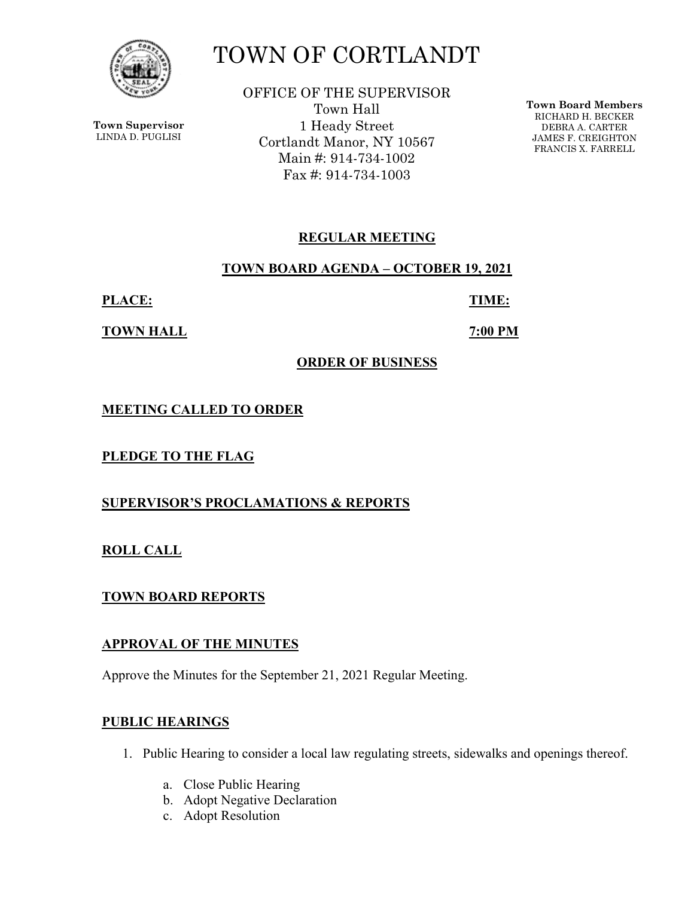# TOWN OF CORTLANDT

**Town Supervisor**
LINDA D. PUGLISI

OFFICE OF THE SUPERVISOR
Town Hall
1 Heady Street
Cortlandt Manor, NY 10567
Main #: 914-734-1002
Fax #: 914-734-1003

**Town Board Members**
RICHARD H. BECKER
DEBRA A. CARTER
JAMES F. CREIGHTON
FRANCIS X. FARRELL

## REGULAR MEETING

## TOWN BOARD AGENDA – OCTOBER 19, 2021

**PLACE:** **TOWN HALL**

**TIME:** **7:00 PM**

## ORDER OF BUSINESS

### MEETING CALLED TO ORDER

### PLEDGE TO THE FLAG

### SUPERVISOR'S PROCLAMATIONS & REPORTS

### ROLL CALL

### TOWN BOARD REPORTS

### APPROVAL OF THE MINUTES

Approve the Minutes for the September 21, 2021 Regular Meeting.

### PUBLIC HEARINGS

1. Public Hearing to consider a local law regulating streets, sidewalks and openings thereof.

    a. Close Public Hearing
    b. Adopt Negative Declaration
    c. Adopt Resolution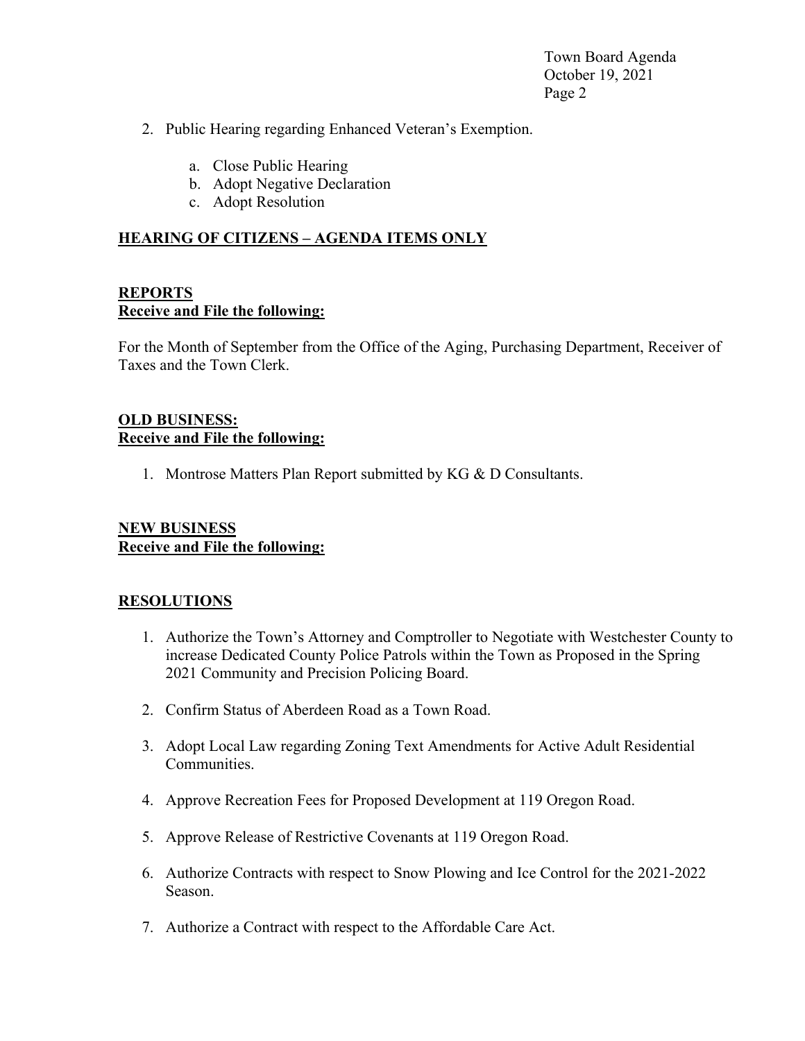2. Public Hearing regarding Enhanced Veteran's Exemption.

    a. Close Public Hearing
    b. Adopt Negative Declaration
    c. Adopt Resolution

**HEARING OF CITIZENS – AGENDA ITEMS ONLY**

**REPORTS**
**Receive and File the following:**

For the Month of September from the Office of the Aging, Purchasing Department, Receiver of Taxes and the Town Clerk.

**OLD BUSINESS:**
**Receive and File the following:**

1. Montrose Matters Plan Report submitted by KG & D Consultants.

**NEW BUSINESS**
**Receive and File the following:**

**RESOLUTIONS**

1. Authorize the Town's Attorney and Comptroller to Negotiate with Westchester County to increase Dedicated County Police Patrols within the Town as Proposed in the Spring 2021 Community and Precision Policing Board.

2. Confirm Status of Aberdeen Road as a Town Road.

3. Adopt Local Law regarding Zoning Text Amendments for Active Adult Residential Communities.

4. Approve Recreation Fees for Proposed Development at 119 Oregon Road.

5. Approve Release of Restrictive Covenants at 119 Oregon Road.

6. Authorize Contracts with respect to Snow Plowing and Ice Control for the 2021-2022 Season.

7. Authorize a Contract with respect to the Affordable Care Act.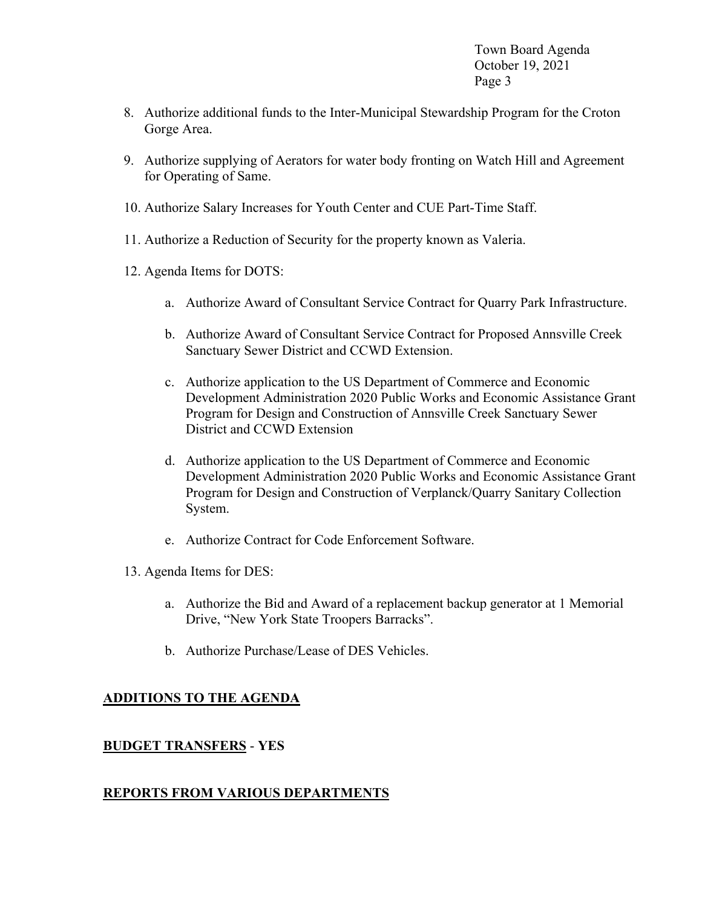8. Authorize additional funds to the Inter-Municipal Stewardship Program for the Croton Gorge Area.

9. Authorize supplying of Aerators for water body fronting on Watch Hill and Agreement for Operating of Same.

10. Authorize Salary Increases for Youth Center and CUE Part-Time Staff.

11. Authorize a Reduction of Security for the property known as Valeria.

12. Agenda Items for DOTS:

    a. Authorize Award of Consultant Service Contract for Quarry Park Infrastructure.

    b. Authorize Award of Consultant Service Contract for Proposed Annsville Creek Sanctuary Sewer District and CCWD Extension.

    c. Authorize application to the US Department of Commerce and Economic Development Administration 2020 Public Works and Economic Assistance Grant Program for Design and Construction of Annsville Creek Sanctuary Sewer District and CCWD Extension

    d. Authorize application to the US Department of Commerce and Economic Development Administration 2020 Public Works and Economic Assistance Grant Program for Design and Construction of Verplanck/Quarry Sanitary Collection System.

    e. Authorize Contract for Code Enforcement Software.

13. Agenda Items for DES:

    a. Authorize the Bid and Award of a replacement backup generator at 1 Memorial Drive, "New York State Troopers Barracks".

    b. Authorize Purchase/Lease of DES Vehicles.

## ADDITIONS TO THE AGENDA

## BUDGET TRANSFERS - YES

## REPORTS FROM VARIOUS DEPARTMENTS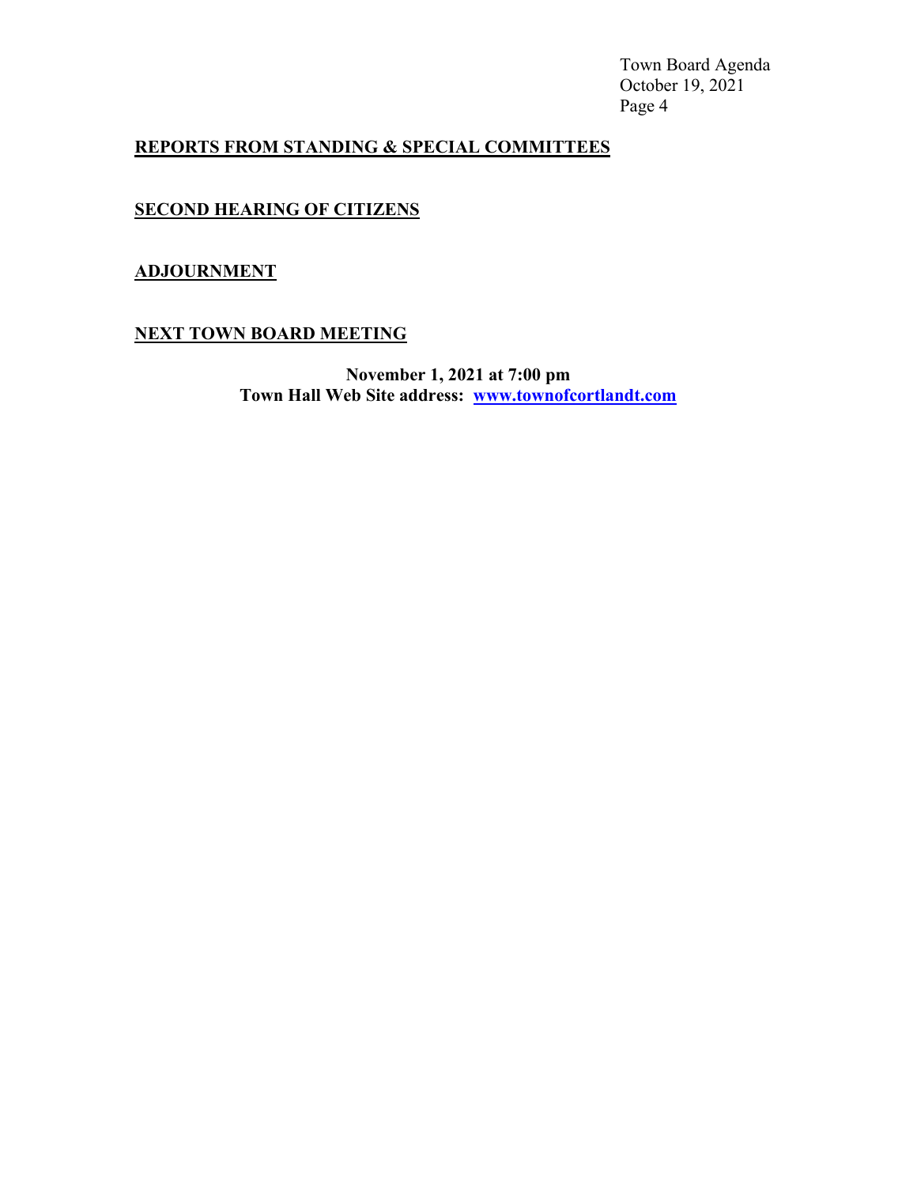## REPORTS FROM STANDING & SPECIAL COMMITTEES

## SECOND HEARING OF CITIZENS

## ADJOURNMENT

## NEXT TOWN BOARD MEETING

**November 1, 2021 at 7:00 pm**
**Town Hall Web Site address: [www.townofcortlandt.com](http://www.townofcortlandt.com)**